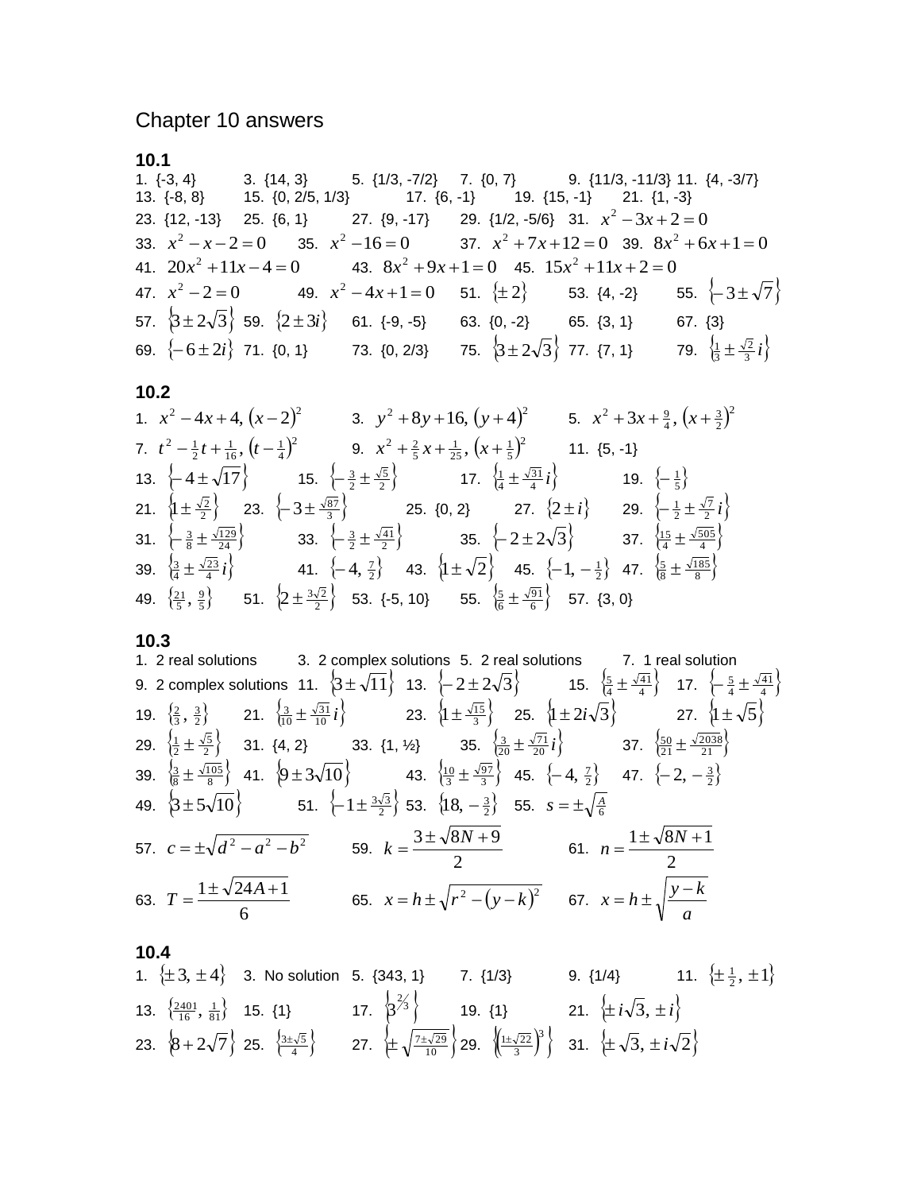# Chapter 10 answers

## 10.1

1. {-3, 4} 3. {14, 3} 5. {1/3, -7/2} 7. {0, 7} 9. {11/3, -11/3} 11. {4, -3/7}
13. {-8, 8} 15. {0, 2/5, 1/3} 17. {6, -1} 19. {15, -1} 21. {1, -3}
23. {12, -13} 25. {6, 1} 27. {9, -17} 29. {1/2, -5/6} 31. $x^2 - 3x + 2 = 0$
33. $x^2 - x - 2 = 0$ 35. $x^2 - 16 = 0$ 37. $x^2 + 7x + 12 = 0$ 39. $8x^2 + 6x + 1 = 0$
41. $20x^2 + 11x - 4 = 0$ 43. $8x^2 + 9x + 1 = 0$ 45. $15x^2 + 11x + 2 = 0$
47. $x^2 - 2 = 0$ 49. $x^2 - 4x + 1 = 0$ 51. $\{\pm 2\}$ 53. {4, -2} 55. $\{-3 \pm \sqrt{7}\}$
57. $\{3 \pm 2\sqrt{3}\}$ 59. $\{2 \pm 3i\}$ 61. {-9, -5} 63. {0, -2} 65. {3, 1} 67. {3}
69. $\{-6 \pm 2i\}$ 71. {0, 1} 73. {0, 2/3} 75. $\{3 \pm 2\sqrt{3}\}$ 77. {7, 1} 79. $\left\{\frac{1}{3} \pm \frac{\sqrt{2}}{3} i\right\}$

## 10.2

1. $x^2 - 4x + 4,\ (x-2)^2$ 3. $y^2 + 8y + 16,\ (y+4)^2$ 5. $x^2 + 3x + \frac{9}{4},\ \left(x + \frac{3}{2}\right)^2$
7. $t^2 - \frac{1}{2}t + \frac{1}{16},\ \left(t - \frac{1}{4}\right)^2$ 9. $x^2 + \frac{2}{5}x + \frac{1}{25},\ \left(x + \frac{1}{5}\right)^2$ 11. {5, -1}
13. $\{-4 \pm \sqrt{17}\}$ 15. $\left\{-\frac{3}{2} \pm \frac{\sqrt{5}}{2}\right\}$ 17. $\left\{\frac{1}{4} \pm \frac{\sqrt{31}}{4} i\right\}$ 19. $\left\{-\frac{1}{5}\right\}$
21. $\left\{1 \pm \frac{\sqrt{2}}{2}\right\}$ 23. $\left\{-3 \pm \frac{\sqrt{87}}{3}\right\}$ 25. {0, 2} 27. $\{2 \pm i\}$ 29. $\left\{-\frac{1}{2} \pm \frac{\sqrt{7}}{2} i\right\}$
31. $\left\{-\frac{3}{8} \pm \frac{\sqrt{129}}{24}\right\}$ 33. $\left\{-\frac{3}{2} \pm \frac{\sqrt{41}}{2}\right\}$ 35. $\{-2 \pm 2\sqrt{3}\}$ 37. $\left\{\frac{15}{4} \pm \frac{\sqrt{505}}{4}\right\}$
39. $\left\{\frac{3}{4} \pm \frac{\sqrt{23}}{4} i\right\}$ 41. $\left\{-4, \frac{7}{2}\right\}$ 43. $\{1 \pm \sqrt{2}\}$ 45. $\left\{-1, -\frac{1}{2}\right\}$ 47. $\left\{\frac{5}{8} \pm \frac{\sqrt{185}}{8}\right\}$
49. $\left\{\frac{21}{5}, \frac{9}{5}\right\}$ 51. $\left\{2 \pm \frac{3\sqrt{2}}{2}\right\}$ 53. {-5, 10} 55. $\left\{\frac{5}{6} \pm \frac{\sqrt{91}}{6}\right\}$ 57. {3, 0}

## 10.3

1. 2 real solutions 3. 2 complex solutions 5. 2 real solutions 7. 1 real solution
9. 2 complex solutions 11. $\{3 \pm \sqrt{11}\}$ 13. $\{-2 \pm 2\sqrt{3}\}$ 15. $\left\{\frac{5}{4} \pm \frac{\sqrt{41}}{4}\right\}$ 17. $\left\{-\frac{5}{4} \pm \frac{\sqrt{41}}{4}\right\}$
19. $\left\{\frac{2}{3}, \frac{3}{2}\right\}$ 21. $\left\{\frac{3}{10} \pm \frac{\sqrt{31}}{10} i\right\}$ 23. $\left\{1 \pm \frac{\sqrt{15}}{3}\right\}$ 25. $\{1 \pm 2i\sqrt{3}\}$ 27. $\{1 \pm \sqrt{5}\}$
29. $\left\{\frac{1}{2} \pm \frac{\sqrt{5}}{2}\right\}$ 31. {4, 2} 33. {1, ½} 35. $\left\{\frac{3}{20} \pm \frac{\sqrt{71}}{20} i\right\}$ 37. $\left\{\frac{50}{21} \pm \frac{\sqrt{2038}}{21}\right\}$
39. $\left\{\frac{3}{8} \pm \frac{\sqrt{105}}{8}\right\}$ 41. $\{9 \pm 3\sqrt{10}\}$ 43. $\left\{\frac{10}{3} \pm \frac{\sqrt{97}}{3}\right\}$ 45. $\left\{-4, \frac{7}{2}\right\}$ 47. $\left\{-2, -\frac{3}{2}\right\}$
49. $\{3 \pm 5\sqrt{10}\}$ 51. $\left\{-1 \pm \frac{3\sqrt{3}}{2}\right\}$ 53. $\left\{18, -\frac{3}{2}\right\}$ 55. $s = \pm\sqrt{\frac{A}{6}}$
57. $c = \pm\sqrt{d^2 - a^2 - b^2}$ 59. $k = \dfrac{3 \pm \sqrt{8N + 9}}{2}$ 61. $n = \dfrac{1 \pm \sqrt{8N + 1}}{2}$
63. $T = \dfrac{1 \pm \sqrt{24A + 1}}{6}$ 65. $x = h \pm \sqrt{r^2 - (y-k)^2}$ 67. $x = h \pm \sqrt{\dfrac{y-k}{a}}$

## 10.4

1. $\{\pm 3, \pm 4\}$ 3. No solution 5. {343, 1} 7. {1/3} 9. {1/4} 11. $\left\{\pm \frac{1}{2}, \pm 1\right\}$
13. $\left\{\frac{2401}{16}, \frac{1}{81}\right\}$ 15. {1} 17. $\left\{3^{2/3}\right\}$ 19. {1} 21. $\{\pm i\sqrt{3}, \pm i\}$
23. $\{8 + 2\sqrt{7}\}$ 25. $\left\{\frac{3 \pm \sqrt{5}}{4}\right\}$ 27. $\left\{\pm\sqrt{\frac{7 \pm \sqrt{29}}{10}}\right\}$ 29. $\left\{\left(\frac{1 \pm \sqrt{22}}{3}\right)^3\right\}$ 31. $\{\pm\sqrt{3}, \pm i\sqrt{2}\}$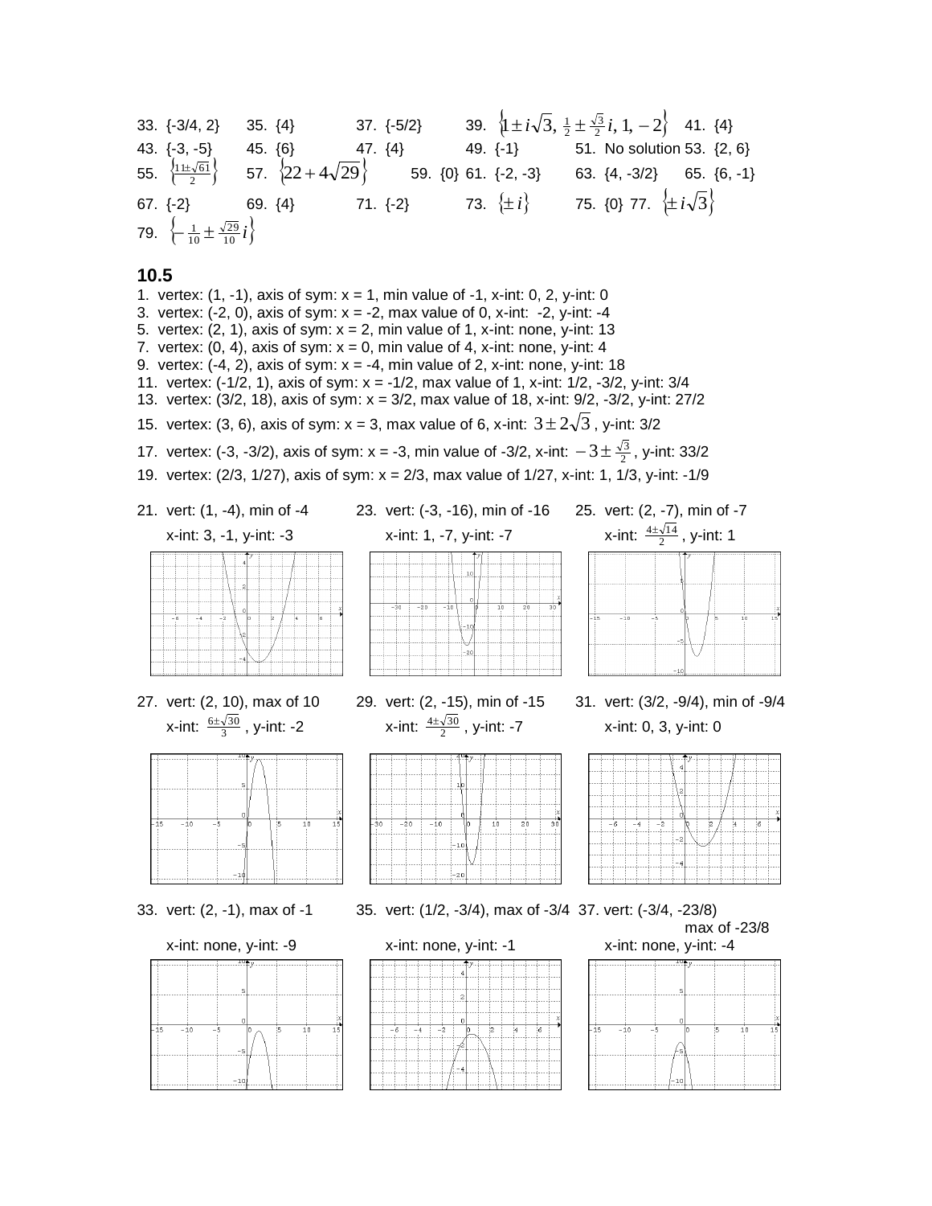33. {-3/4, 2} 35. {4} 37. {-5/2} 39. $\left\{1 \pm i\sqrt{3},\ \frac{1}{2} \pm \frac{\sqrt{3}}{2}i,\ 1,\ -2\right\}$ 41. {4}
43. {-3, -5} 45. {6} 47. {4} 49. {-1} 51. No solution 53. {2, 6}
55. $\left\{\frac{11 \pm \sqrt{61}}{2}\right\}$ 57. $\left\{22 + 4\sqrt{29}\right\}$ 59. {0} 61. {-2, -3} 63. {4, -3/2} 65. {6, -1}
67. {-2} 69. {4} 71. {-2} 73. $\{\pm i\}$ 75. {0} 77. $\left\{\pm i\sqrt{3}\right\}$
79. $\left\{-\frac{1}{10} \pm \frac{\sqrt{29}}{10}i\right\}$

## 10.5

1. vertex: (1, -1), axis of sym: x = 1, min value of -1, x-int: 0, 2, y-int: 0
3. vertex: (-2, 0), axis of sym: x = -2, max value of 0, x-int: -2, y-int: -4
5. vertex: (2, 1), axis of sym: x = 2, min value of 1, x-int: none, y-int: 13
7. vertex: (0, 4), axis of sym: x = 0, min value of 4, x-int: none, y-int: 4
9. vertex: (-4, 2), axis of sym: x = -4, min value of 2, x-int: none, y-int: 18
11. vertex: (-1/2, 1), axis of sym: x = -1/2, max value of 1, x-int: 1/2, -3/2, y-int: 3/4
13. vertex: (3/2, 18), axis of sym: x = 3/2, max value of 18, x-int: 9/2, -3/2, y-int: 27/2
15. vertex: (3, 6), axis of sym: x = 3, max value of 6, x-int: $3 \pm 2\sqrt{3}$, y-int: 3/2
17. vertex: (-3, -3/2), axis of sym: x = -3, min value of -3/2, x-int: $-3 \pm \frac{\sqrt{3}}{2}$, y-int: 33/2
19. vertex: (2/3, 1/27), axis of sym: x = 2/3, max value of 1/27, x-int: 1, 1/3, y-int: -1/9

21. vert: (1, -4), min of -4
x-int: 3, -1, y-int: -3

23. vert: (-3, -16), min of -16
x-int: 1, -7, y-int: -7

25. vert: (2, -7), min of -7
x-int: $\frac{4 \pm \sqrt{14}}{2}$, y-int: 1

27. vert: (2, 10), max of 10
x-int: $\frac{6 \pm \sqrt{30}}{3}$, y-int: -2

29. vert: (2, -15), min of -15
x-int: $\frac{4 \pm \sqrt{30}}{2}$, y-int: -7

31. vert: (3/2, -9/4), min of -9/4
x-int: 0, 3, y-int: 0

33. vert: (2, -1), max of -1
x-int: none, y-int: -9

35. vert: (1/2, -3/4), max of -3/4
x-int: none, y-int: -1

37. vert: (-3/4, -23/8)
max of -23/8
x-int: none, y-int: -4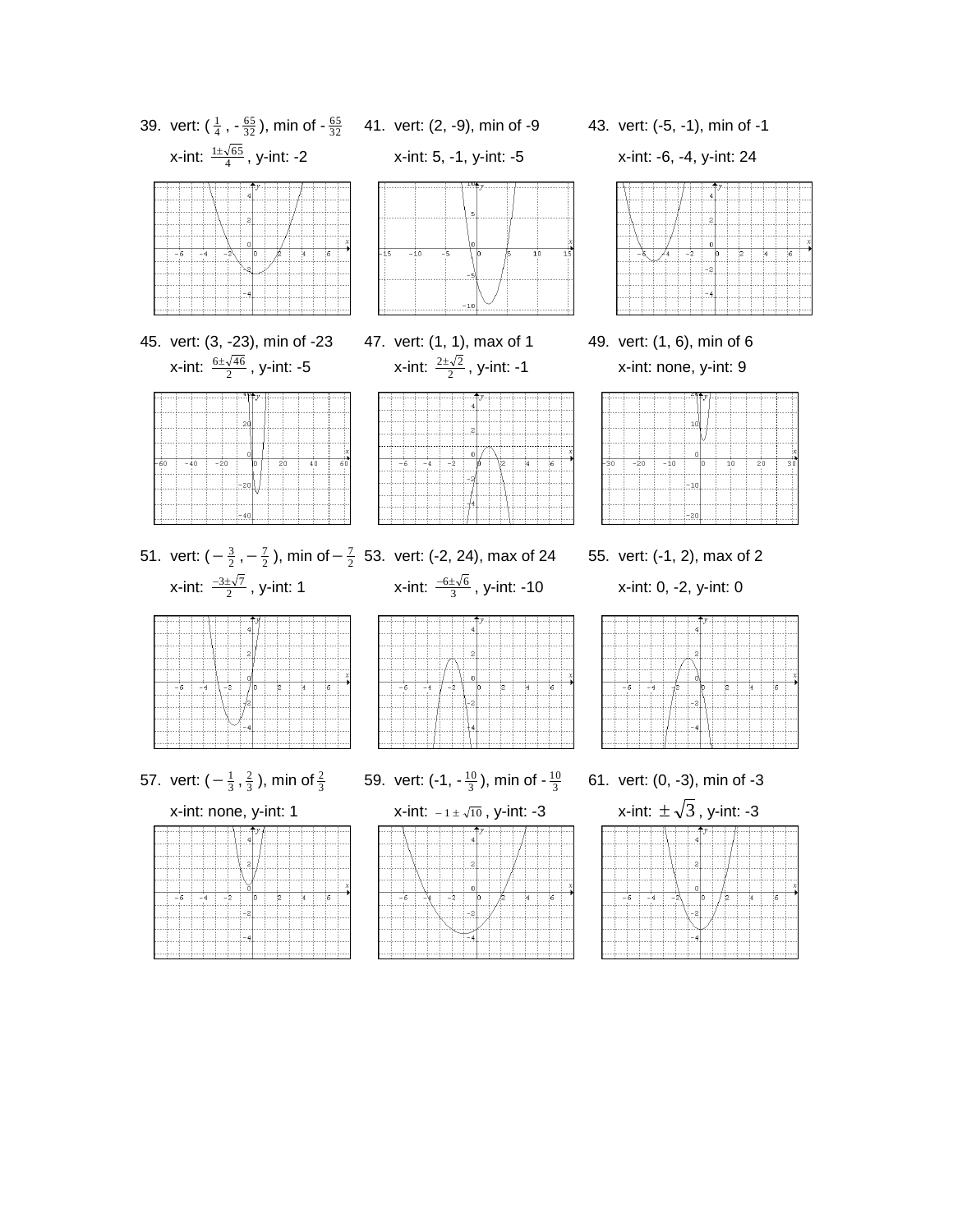39. vert: $(\frac{1}{4}, -\frac{65}{32})$, min of $-\frac{65}{32}$

x-int: $\frac{1 \pm \sqrt{65}}{4}$, y-int: -2

41. vert: (2, -9), min of -9

x-int: 5, -1, y-int: -5

43. vert: (-5, -1), min of -1

x-int: -6, -4, y-int: 24

45. vert: (3, -23), min of -23

x-int: $\frac{6 \pm \sqrt{46}}{2}$, y-int: -5

47. vert: (1, 1), max of 1

x-int: $\frac{2 \pm \sqrt{2}}{2}$, y-int: -1

49. vert: (1, 6), min of 6

x-int: none, y-int: 9

51. vert: $(-\frac{3}{2}, -\frac{7}{2})$, min of $-\frac{7}{2}$

x-int: $\frac{-3 \pm \sqrt{7}}{2}$, y-int: 1

53. vert: (-2, 24), max of 24

x-int: $\frac{-6 \pm \sqrt{6}}{3}$, y-int: -10

55. vert: (-1, 2), max of 2

x-int: 0, -2, y-int: 0

57. vert: $(-\frac{1}{3}, \frac{2}{3})$, min of $\frac{2}{3}$

x-int: none, y-int: 1

59. vert: $(-1, -\frac{10}{3})$, min of $-\frac{10}{3}$

x-int: $-1 \pm \sqrt{10}$, y-int: -3

61. vert: (0, -3), min of -3

x-int: $\pm\sqrt{3}$, y-int: -3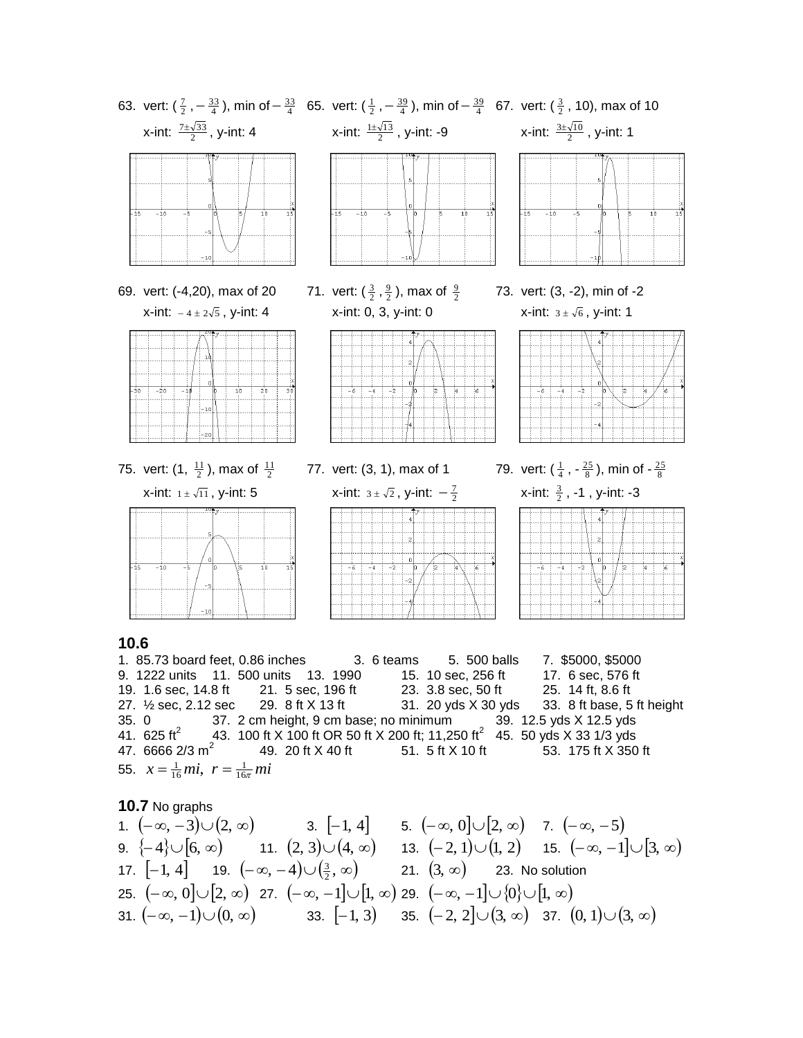63. vert: $\left(\frac{7}{2}, -\frac{33}{4}\right)$, min of $-\frac{33}{4}$
x-int: $\frac{7\pm\sqrt{33}}{2}$, y-int: 4

65. vert: $\left(\frac{1}{2}, -\frac{39}{4}\right)$, min of $-\frac{39}{4}$
x-int: $\frac{1\pm\sqrt{13}}{2}$, y-int: -9

67. vert: $\left(\frac{3}{2}, 10\right)$, max of 10
x-int: $\frac{3\pm\sqrt{10}}{2}$, y-int: 1

69. vert: (-4,20), max of 20
x-int: $-4 \pm 2\sqrt{5}$, y-int: 4

71. vert: $\left(\frac{3}{2}, \frac{9}{2}\right)$, max of $\frac{9}{2}$
x-int: 0, 3, y-int: 0

73. vert: (3, -2), min of -2
x-int: $3 \pm \sqrt{6}$, y-int: 1

75. vert: $\left(1, \frac{11}{2}\right)$, max of $\frac{11}{2}$
x-int: $1 \pm \sqrt{11}$, y-int: 5

77. vert: (3, 1), max of 1
x-int: $3 \pm \sqrt{2}$, y-int: $-\frac{7}{2}$

79. vert: $\left(\frac{1}{4}, -\frac{25}{8}\right)$, min of $-\frac{25}{8}$
x-int: $\frac{3}{2}$, -1, y-int: -3

## 10.6

1. 85.73 board feet, 0.86 inches 3. 6 teams 5. 500 balls 7. \$5000, \$5000
9. 1222 units 11. 500 units 13. 1990 15. 10 sec, 256 ft 17. 6 sec, 576 ft
19. 1.6 sec, 14.8 ft 21. 5 sec, 196 ft 23. 3.8 sec, 50 ft 25. 14 ft, 8.6 ft
27. ½ sec, 2.12 sec 29. 8 ft X 13 ft 31. 20 yds X 30 yds 33. 8 ft base, 5 ft height
35. 0 37. 2 cm height, 9 cm base; no minimum 39. 12.5 yds X 12.5 yds
41. 625 $ft^2$ 43. 100 ft X 100 ft OR 50 ft X 200 ft; 11,250 $ft^2$ 45. 50 yds X 33 1/3 yds
47. 6666 2/3 $m^2$ 49. 20 ft X 40 ft 51. 5 ft X 10 ft 53. 175 ft X 350 ft
55. $x = \frac{1}{16} mi, \; r = \frac{1}{16\pi} mi$

## 10.7 No graphs

1. $(-\infty, -3)\cup(2, \infty)$ 3. $[-1, 4]$ 5. $(-\infty, 0]\cup[2, \infty)$ 7. $(-\infty, -5)$
9. $\{-4\}\cup[6, \infty)$ 11. $(2, 3)\cup(4, \infty)$ 13. $(-2, 1)\cup(1, 2)$ 15. $(-\infty, -1]\cup[3, \infty)$
17. $[-1, 4]$ 19. $(-\infty, -4)\cup\left(\frac{3}{2}, \infty\right)$ 21. $(3, \infty)$ 23. No solution
25. $(-\infty, 0]\cup[2, \infty)$ 27. $(-\infty, -1]\cup[1, \infty)$ 29. $(-\infty, -1]\cup\{0\}\cup[1, \infty)$
31. $(-\infty, -1)\cup(0, \infty)$ 33. $[-1, 3)$ 35. $(-2, 2]\cup(3, \infty)$ 37. $(0, 1)\cup(3, \infty)$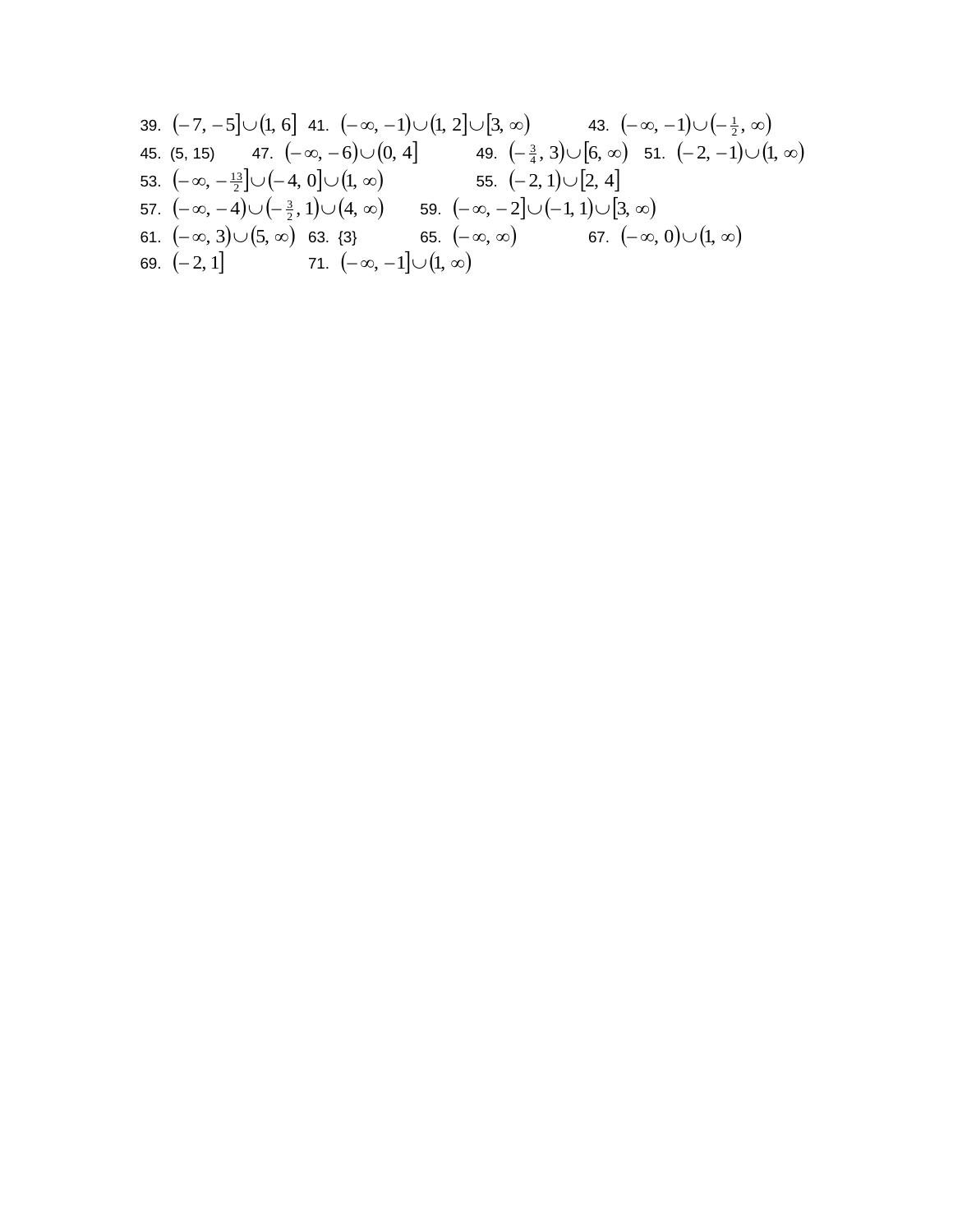39. $\left(-7,-5\right]\cup\left(1,6\right]$ 41. $\left(-\infty,-1\right)\cup\left(1,2\right]\cup\left[3,\infty\right)$ 43. $\left(-\infty,-1\right)\cup\left(-\frac{1}{2},\infty\right)$

45. (5, 15) 47. $\left(-\infty,-6\right)\cup\left(0,4\right]$ 49. $\left(-\frac{3}{4},3\right)\cup\left[6,\infty\right)$ 51. $\left(-2,-1\right)\cup\left(1,\infty\right)$

53. $\left(-\infty,-\frac{13}{2}\right]\cup\left(-4,0\right]\cup\left(1,\infty\right)$ 55. $\left(-2,1\right)\cup\left[2,4\right]$

57. $\left(-\infty,-4\right)\cup\left(-\frac{3}{2},1\right)\cup\left(4,\infty\right)$ 59. $\left(-\infty,-2\right]\cup\left(-1,1\right)\cup\left[3,\infty\right)$

61. $\left(-\infty,3\right)\cup\left(5,\infty\right)$ 63. {3} 65. $\left(-\infty,\infty\right)$ 67. $\left(-\infty,0\right)\cup\left(1,\infty\right)$

69. $\left(-2,1\right]$ 71. $\left(-\infty,-1\right]\cup\left(1,\infty\right)$